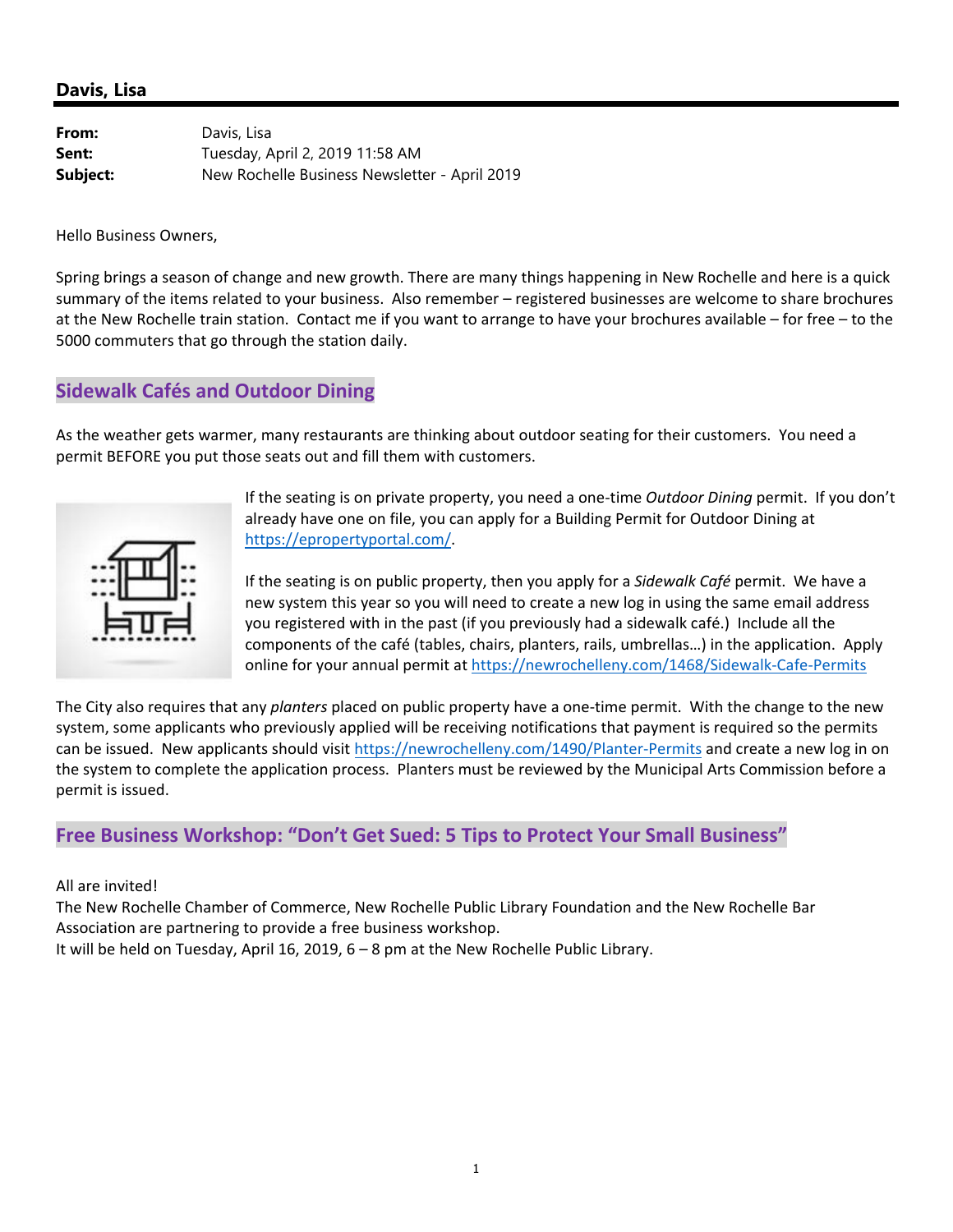## Davis, Lisa

**From:** Davis, Lisa
**Sent:** Tuesday, April 2, 2019 11:58 AM
**Subject:** New Rochelle Business Newsletter - April 2019

Hello Business Owners,

Spring brings a season of change and new growth. There are many things happening in New Rochelle and here is a quick summary of the items related to your business. Also remember – registered businesses are welcome to share brochures at the New Rochelle train station. Contact me if you want to arrange to have your brochures available – for free – to the 5000 commuters that go through the station daily.

### Sidewalk Cafés and Outdoor Dining

As the weather gets warmer, many restaurants are thinking about outdoor seating for their customers. You need a permit BEFORE you put those seats out and fill them with customers.

If the seating is on private property, you need a one-time *Outdoor Dining* permit. If you don't already have one on file, you can apply for a Building Permit for Outdoor Dining at https://epropertyportal.com/.

If the seating is on public property, then you apply for a *Sidewalk Café* permit. We have a new system this year so you will need to create a new log in using the same email address you registered with in the past (if you previously had a sidewalk café.) Include all the components of the café (tables, chairs, planters, rails, umbrellas…) in the application. Apply online for your annual permit at https://newrochelleny.com/1468/Sidewalk-Cafe-Permits

The City also requires that any *planters* placed on public property have a one-time permit. With the change to the new system, some applicants who previously applied will be receiving notifications that payment is required so the permits can be issued. New applicants should visit https://newrochelleny.com/1490/Planter-Permits and create a new log in on the system to complete the application process. Planters must be reviewed by the Municipal Arts Commission before a permit is issued.

### Free Business Workshop: "Don't Get Sued: 5 Tips to Protect Your Small Business"

All are invited!
The New Rochelle Chamber of Commerce, New Rochelle Public Library Foundation and the New Rochelle Bar Association are partnering to provide a free business workshop.
It will be held on Tuesday, April 16, 2019, 6 – 8 pm at the New Rochelle Public Library.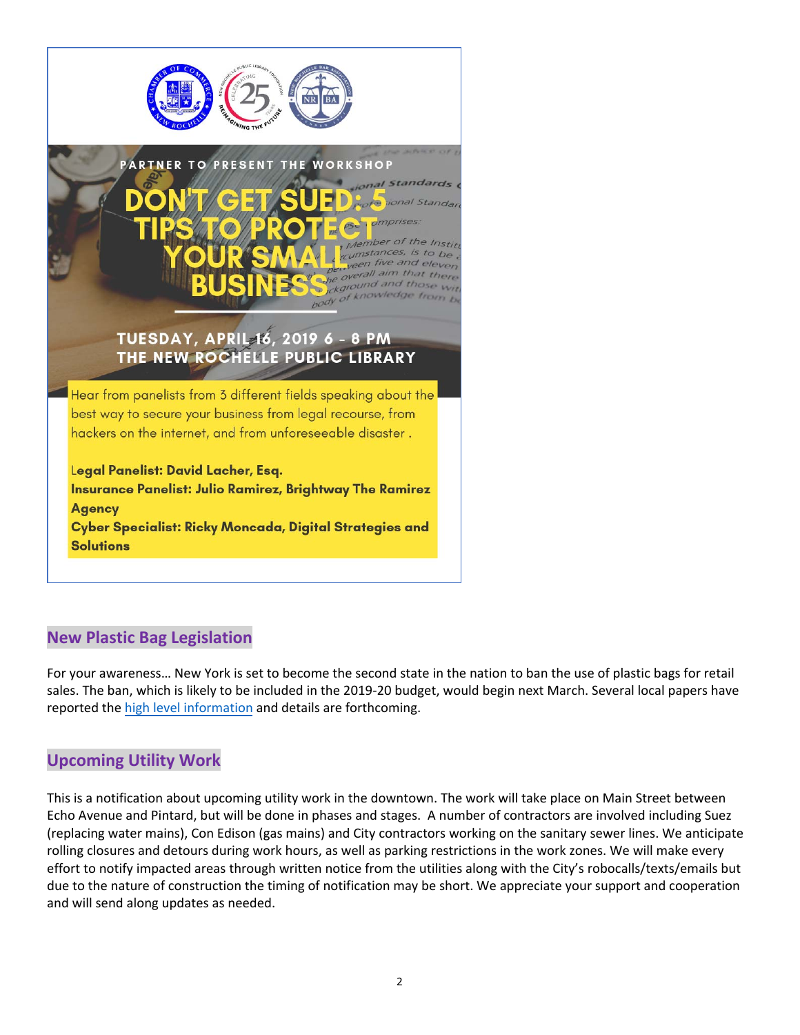PARTNER TO PRESENT THE WORKSHOP

# DON'T GET SUED: 5 TIPS TO PROTECT YOUR SMALL BUSINESS

**TUESDAY, APRIL 16, 2019 6 - 8 PM**
**THE NEW ROCHELLE PUBLIC LIBRARY**

Hear from panelists from 3 different fields speaking about the best way to secure your business from legal recourse, from hackers on the internet, and from unforeseeable disaster .

**Legal Panelist: David Lacher, Esq.**
**Insurance Panelist: Julio Ramirez, Brightway The Ramirez Agency**
**Cyber Specialist: Ricky Moncada, Digital Strategies and Solutions**

## New Plastic Bag Legislation

For your awareness… New York is set to become the second state in the nation to ban the use of plastic bags for retail sales. The ban, which is likely to be included in the 2019-20 budget, would begin next March. Several local papers have reported the high level information and details are forthcoming.

## Upcoming Utility Work

This is a notification about upcoming utility work in the downtown. The work will take place on Main Street between Echo Avenue and Pintard, but will be done in phases and stages. A number of contractors are involved including Suez (replacing water mains), Con Edison (gas mains) and City contractors working on the sanitary sewer lines. We anticipate rolling closures and detours during work hours, as well as parking restrictions in the work zones. We will make every effort to notify impacted areas through written notice from the utilities along with the City's robocalls/texts/emails but due to the nature of construction the timing of notification may be short. We appreciate your support and cooperation and will send along updates as needed.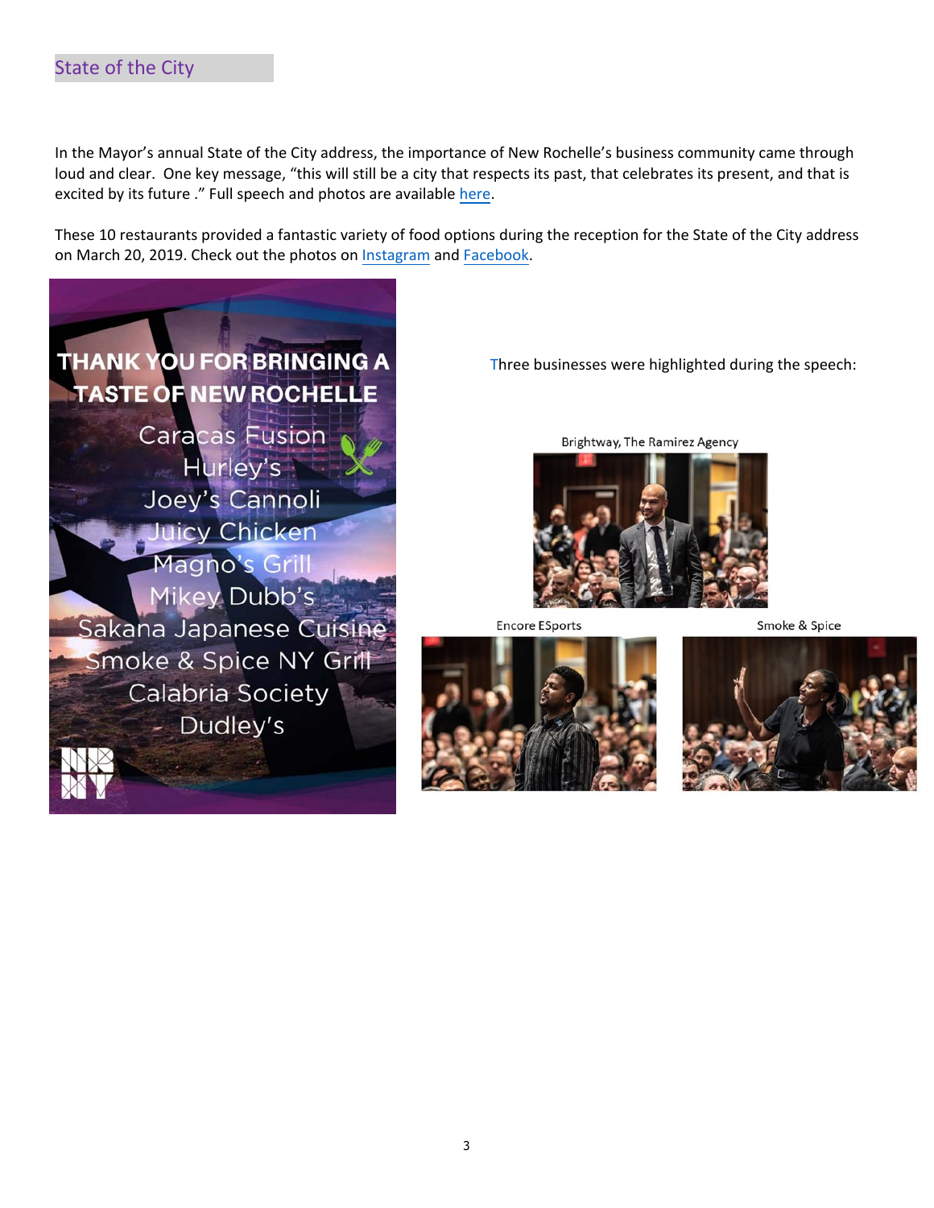## State of the City

In the Mayor's annual State of the City address, the importance of New Rochelle's business community came through loud and clear. One key message, "this will still be a city that respects its past, that celebrates its present, and that is excited by its future ." Full speech and photos are available here.

These 10 restaurants provided a fantastic variety of food options during the reception for the State of the City address on March 20, 2019. Check out the photos on Instagram and Facebook.

**THANK YOU FOR BRINGING A TASTE OF NEW ROCHELLE**

Caracas Fusion
Hurley's
Joey's Cannoli
Juicy Chicken
Magno's Grill
Mikey Dubb's
Sakana Japanese Cuisine
Smoke & Spice NY Grill
Calabria Society
Dudley's

Three businesses were highlighted during the speech:

Brightway, The Ramirez Agency

Encore ESports

Smoke & Spice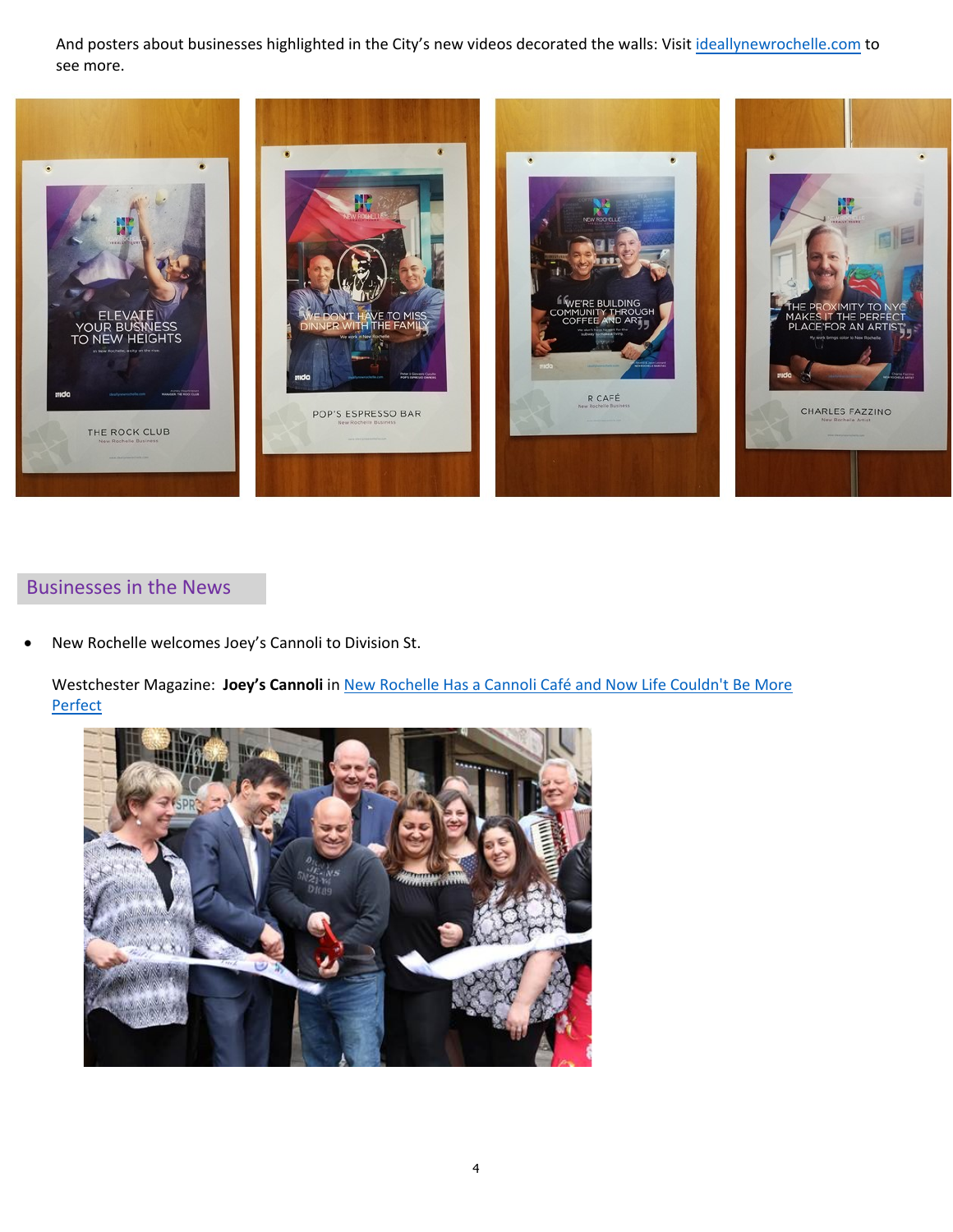And posters about businesses highlighted in the City's new videos decorated the walls: Visit [ideallynewrochelle.com](ideallynewrochelle.com) to see more.

## Businesses in the News

- New Rochelle welcomes Joey's Cannoli to Division St.

  Westchester Magazine: **Joey's Cannoli** in [New Rochelle Has a Cannoli Café and Now Life Couldn't Be More Perfect]()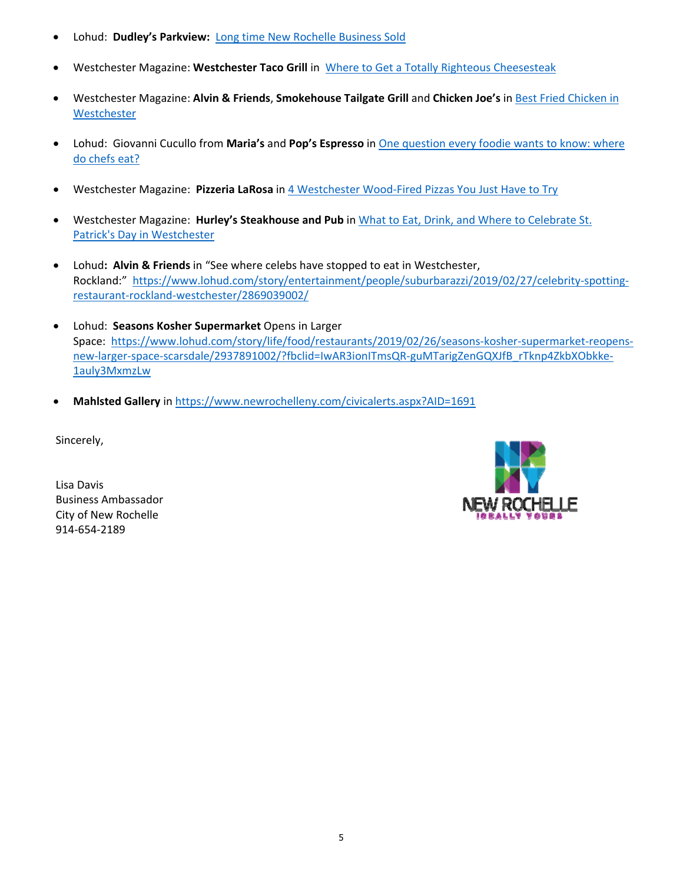- Lohud: **Dudley's Parkview:** [Long time New Rochelle Business Sold]
- Westchester Magazine: **Westchester Taco Grill** in [Where to Get a Totally Righteous Cheesesteak]
- Westchester Magazine: **Alvin & Friends**, **Smokehouse Tailgate Grill** and **Chicken Joe's** in [Best Fried Chicken in Westchester]
- Lohud: Giovanni Cucullo from **Maria's** and **Pop's Espresso** in [One question every foodie wants to know: where do chefs eat?]
- Westchester Magazine: **Pizzeria LaRosa** in [4 Westchester Wood-Fired Pizzas You Just Have to Try]
- Westchester Magazine: **Hurley's Steakhouse and Pub** in [What to Eat, Drink, and Where to Celebrate St. Patrick's Day in Westchester]
- Lohud**: Alvin & Friends** in "See where celebs have stopped to eat in Westchester, Rockland:" https://www.lohud.com/story/entertainment/people/suburbarazzi/2019/02/27/celebrity-spotting-restaurant-rockland-westchester/2869039002/
- Lohud: **Seasons Kosher Supermarket** Opens in Larger Space: https://www.lohud.com/story/life/food/restaurants/2019/02/26/seasons-kosher-supermarket-reopens-new-larger-space-scarsdale/2937891002/?fbclid=IwAR3ionITmsQR-guMTarigZenGQXJfB_rTknp4ZkbXObkke-1auly3MxmzLw
- **Mahlsted Gallery** in https://www.newrochelleny.com/civicalerts.aspx?AID=1691

Sincerely,

Lisa Davis
Business Ambassador
City of New Rochelle
914-654-2189

NEW ROCHELLE
IDEALLY YOURS